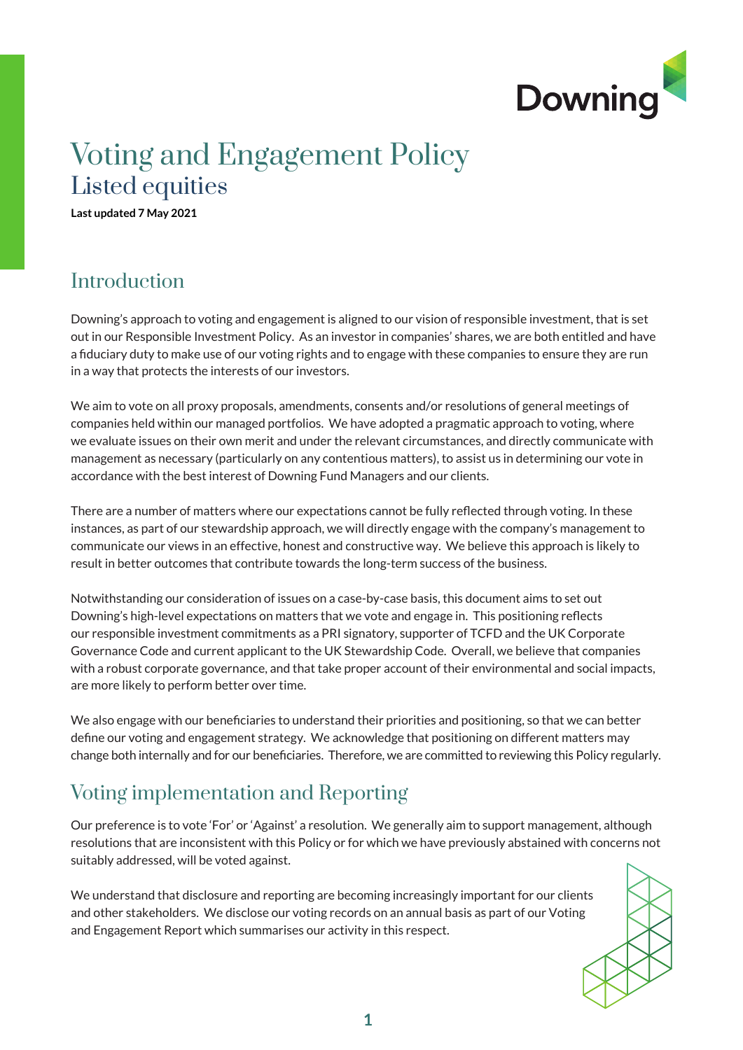# Voting and Engagement Policy

## Listed equities

**Last updated 7 May 2021**

## Introduction

Downing's approach to voting and engagement is aligned to our vision of responsible investment, that is set out in our Responsible Investment Policy. As an investor in companies' shares, we are both entitled and have a fiduciary duty to make use of our voting rights and to engage with these companies to ensure they are run in a way that protects the interests of our investors.

We aim to vote on all proxy proposals, amendments, consents and/or resolutions of general meetings of companies held within our managed portfolios. We have adopted a pragmatic approach to voting, where we evaluate issues on their own merit and under the relevant circumstances, and directly communicate with management as necessary (particularly on any contentious matters), to assist us in determining our vote in accordance with the best interest of Downing Fund Managers and our clients.

There are a number of matters where our expectations cannot be fully reflected through voting. In these instances, as part of our stewardship approach, we will directly engage with the company's management to communicate our views in an effective, honest and constructive way. We believe this approach is likely to result in better outcomes that contribute towards the long-term success of the business.

Notwithstanding our consideration of issues on a case-by-case basis, this document aims to set out Downing's high-level expectations on matters that we vote and engage in. This positioning reflects our responsible investment commitments as a PRI signatory, supporter of TCFD and the UK Corporate Governance Code and current applicant to the UK Stewardship Code. Overall, we believe that companies with a robust corporate governance, and that take proper account of their environmental and social impacts, are more likely to perform better over time.

We also engage with our beneficiaries to understand their priorities and positioning, so that we can better define our voting and engagement strategy. We acknowledge that positioning on different matters may change both internally and for our beneficiaries. Therefore, we are committed to reviewing this Policy regularly.

## Voting implementation and Reporting

Our preference is to vote 'For' or 'Against' a resolution. We generally aim to support management, although resolutions that are inconsistent with this Policy or for which we have previously abstained with concerns not suitably addressed, will be voted against.

We understand that disclosure and reporting are becoming increasingly important for our clients and other stakeholders. We disclose our voting records on an annual basis as part of our Voting and Engagement Report which summarises our activity in this respect.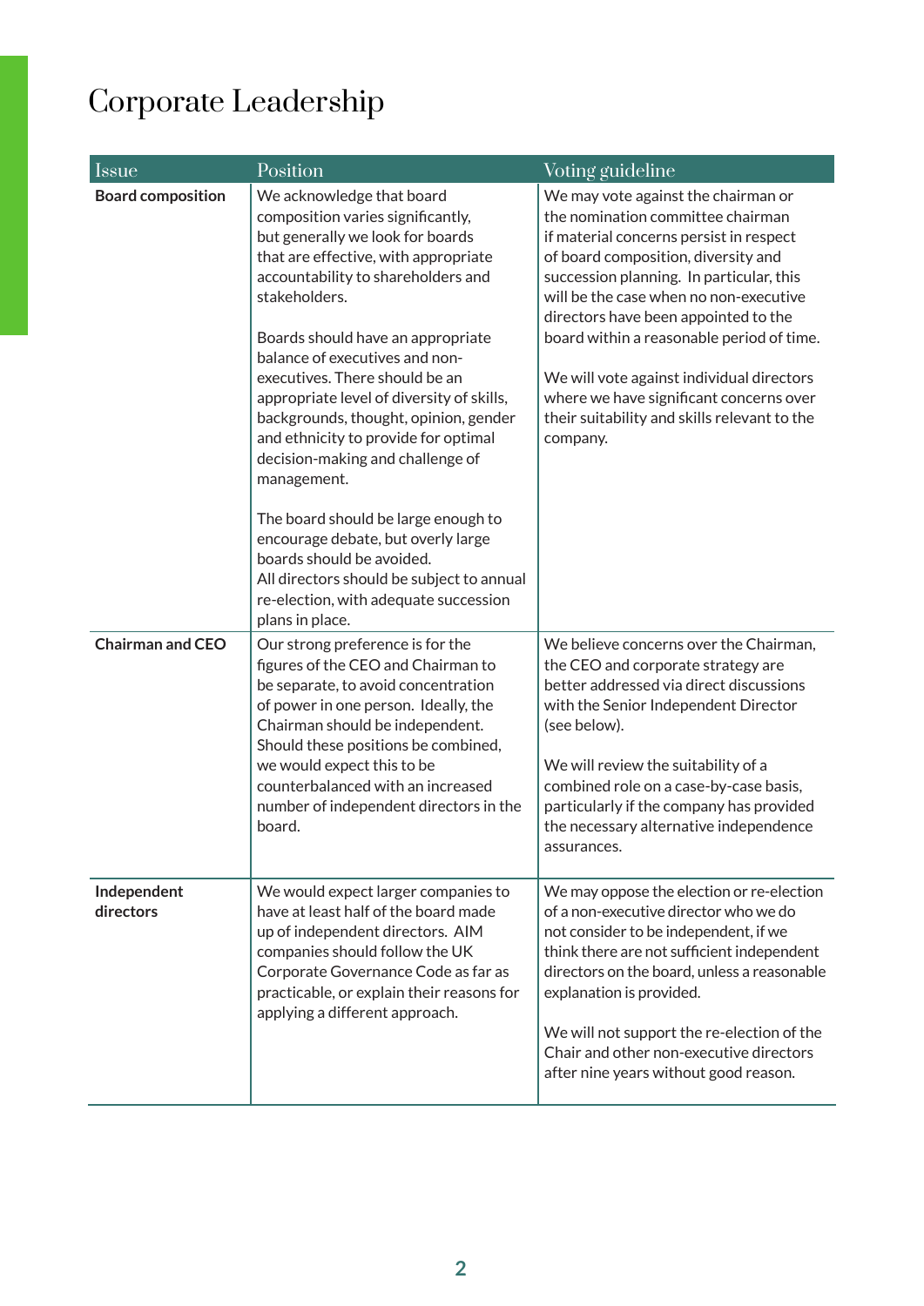# Corporate Leadership

| Issue | Position | Voting guideline |
|---|---|---|
| **Board composition** | We acknowledge that board composition varies significantly, but generally we look for boards that are effective, with appropriate accountability to shareholders and stakeholders.<br><br>Boards should have an appropriate balance of executives and non-executives. There should be an appropriate level of diversity of skills, backgrounds, thought, opinion, gender and ethnicity to provide for optimal decision-making and challenge of management.<br><br>The board should be large enough to encourage debate, but overly large boards should be avoided.<br>All directors should be subject to annual re-election, with adequate succession plans in place. | We may vote against the chairman or the nomination committee chairman if material concerns persist in respect of board composition, diversity and succession planning. In particular, this will be the case when no non-executive directors have been appointed to the board within a reasonable period of time.<br><br>We will vote against individual directors where we have significant concerns over their suitability and skills relevant to the company. |
| **Chairman and CEO** | Our strong preference is for the figures of the CEO and Chairman to be separate, to avoid concentration of power in one person. Ideally, the Chairman should be independent. Should these positions be combined, we would expect this to be counterbalanced with an increased number of independent directors in the board. | We believe concerns over the Chairman, the CEO and corporate strategy are better addressed via direct discussions with the Senior Independent Director (see below).<br><br>We will review the suitability of a combined role on a case-by-case basis, particularly if the company has provided the necessary alternative independence assurances. |
| **Independent directors** | We would expect larger companies to have at least half of the board made up of independent directors. AIM companies should follow the UK Corporate Governance Code as far as practicable, or explain their reasons for applying a different approach. | We may oppose the election or re-election of a non-executive director who we do not consider to be independent, if we think there are not sufficient independent directors on the board, unless a reasonable explanation is provided.<br><br>We will not support the re-election of the Chair and other non-executive directors after nine years without good reason. |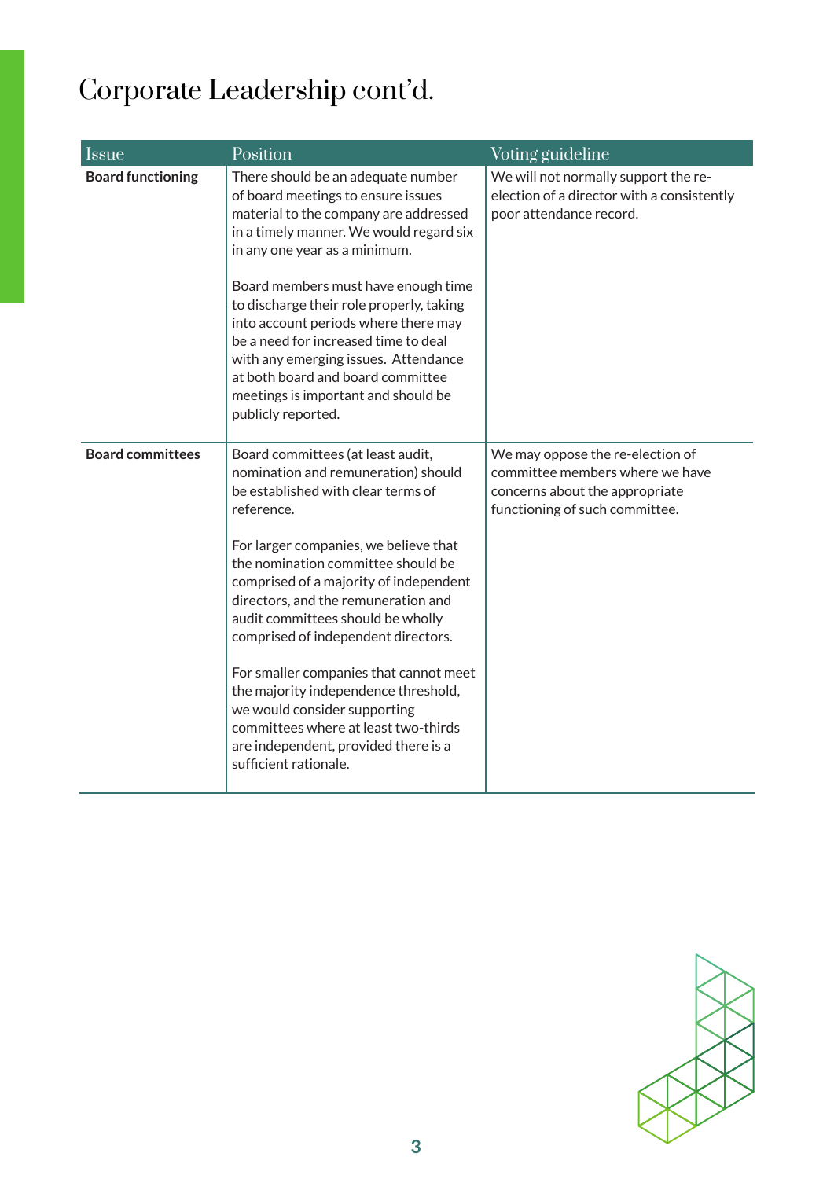# Corporate Leadership cont'd.

| Issue | Position | Voting guideline |
|---|---|---|
| **Board functioning** | There should be an adequate number of board meetings to ensure issues material to the company are addressed in a timely manner. We would regard six in any one year as a minimum.<br><br>Board members must have enough time to discharge their role properly, taking into account periods where there may be a need for increased time to deal with any emerging issues. Attendance at both board and board committee meetings is important and should be publicly reported. | We will not normally support the re-election of a director with a consistently poor attendance record. |
| **Board committees** | Board committees (at least audit, nomination and remuneration) should be established with clear terms of reference.<br><br>For larger companies, we believe that the nomination committee should be comprised of a majority of independent directors, and the remuneration and audit committees should be wholly comprised of independent directors.<br><br>For smaller companies that cannot meet the majority independence threshold, we would consider supporting committees where at least two-thirds are independent, provided there is a sufficient rationale. | We may oppose the re-election of committee members where we have concerns about the appropriate functioning of such committee. |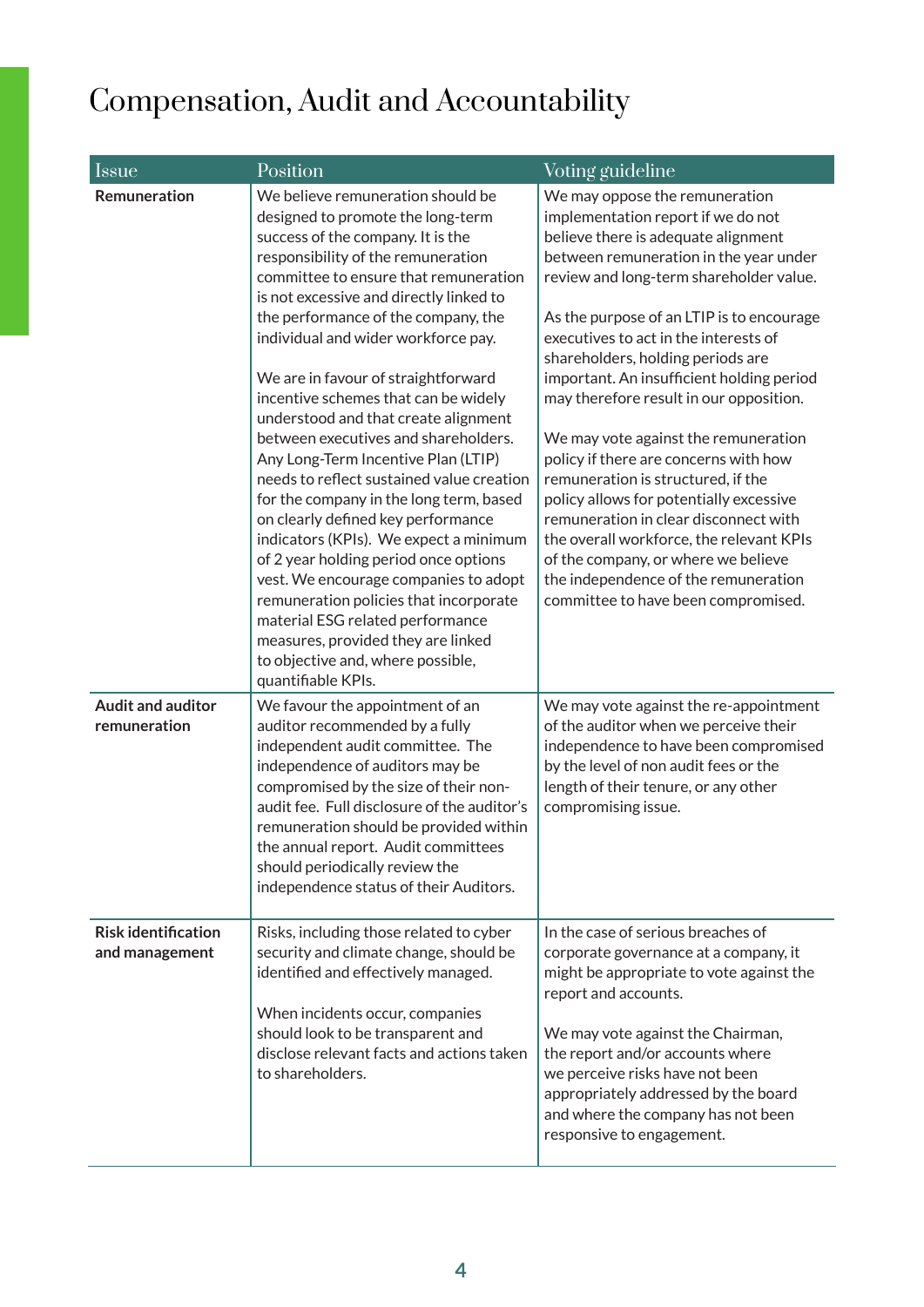# Compensation, Audit and Accountability

| Issue | Position | Voting guideline |
|---|---|---|
| **Remuneration** | We believe remuneration should be designed to promote the long-term success of the company. It is the responsibility of the remuneration committee to ensure that remuneration is not excessive and directly linked to the performance of the company, the individual and wider workforce pay.<br><br>We are in favour of straightforward incentive schemes that can be widely understood and that create alignment between executives and shareholders. Any Long-Term Incentive Plan (LTIP) needs to reflect sustained value creation for the company in the long term, based on clearly defined key performance indicators (KPIs). We expect a minimum of 2 year holding period once options vest. We encourage companies to adopt remuneration policies that incorporate material ESG related performance measures, provided they are linked to objective and, where possible, quantifiable KPIs. | We may oppose the remuneration implementation report if we do not believe there is adequate alignment between remuneration in the year under review and long-term shareholder value.<br><br>As the purpose of an LTIP is to encourage executives to act in the interests of shareholders, holding periods are important. An insufficient holding period may therefore result in our opposition.<br><br>We may vote against the remuneration policy if there are concerns with how remuneration is structured, if the policy allows for potentially excessive remuneration in clear disconnect with the overall workforce, the relevant KPIs of the company, or where we believe the independence of the remuneration committee to have been compromised. |
| **Audit and auditor remuneration** | We favour the appointment of an auditor recommended by a fully independent audit committee. The independence of auditors may be compromised by the size of their non-audit fee. Full disclosure of the auditor's remuneration should be provided within the annual report. Audit committees should periodically review the independence status of their Auditors. | We may vote against the re-appointment of the auditor when we perceive their independence to have been compromised by the level of non audit fees or the length of their tenure, or any other compromising issue. |
| **Risk identification and management** | Risks, including those related to cyber security and climate change, should be identified and effectively managed.<br><br>When incidents occur, companies should look to be transparent and disclose relevant facts and actions taken to shareholders. | In the case of serious breaches of corporate governance at a company, it might be appropriate to vote against the report and accounts.<br><br>We may vote against the Chairman, the report and/or accounts where we perceive risks have not been appropriately addressed by the board and where the company has not been responsive to engagement. |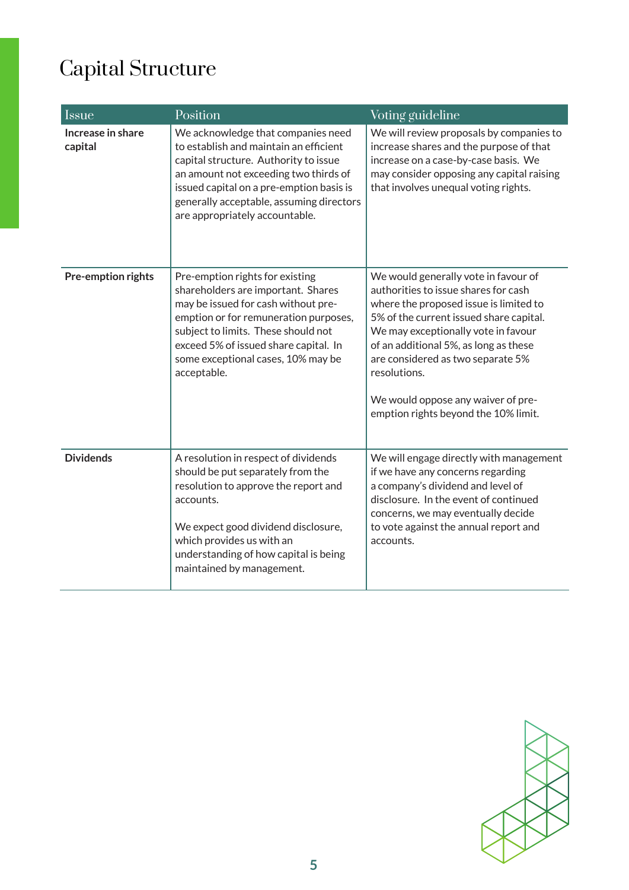# Capital Structure

| Issue | Position | Voting guideline |
| --- | --- | --- |
| **Increase in share capital** | We acknowledge that companies need to establish and maintain an efficient capital structure. Authority to issue an amount not exceeding two thirds of issued capital on a pre-emption basis is generally acceptable, assuming directors are appropriately accountable. | We will review proposals by companies to increase shares and the purpose of that increase on a case-by-case basis. We may consider opposing any capital raising that involves unequal voting rights. |
| **Pre-emption rights** | Pre-emption rights for existing shareholders are important. Shares may be issued for cash without pre-emption or for remuneration purposes, subject to limits. These should not exceed 5% of issued share capital. In some exceptional cases, 10% may be acceptable. | We would generally vote in favour of authorities to issue shares for cash where the proposed issue is limited to 5% of the current issued share capital. We may exceptionally vote in favour of an additional 5%, as long as these are considered as two separate 5% resolutions.<br><br>We would oppose any waiver of pre-emption rights beyond the 10% limit. |
| **Dividends** | A resolution in respect of dividends should be put separately from the resolution to approve the report and accounts.<br><br>We expect good dividend disclosure, which provides us with an understanding of how capital is being maintained by management. | We will engage directly with management if we have any concerns regarding a company's dividend and level of disclosure. In the event of continued concerns, we may eventually decide to vote against the annual report and accounts. |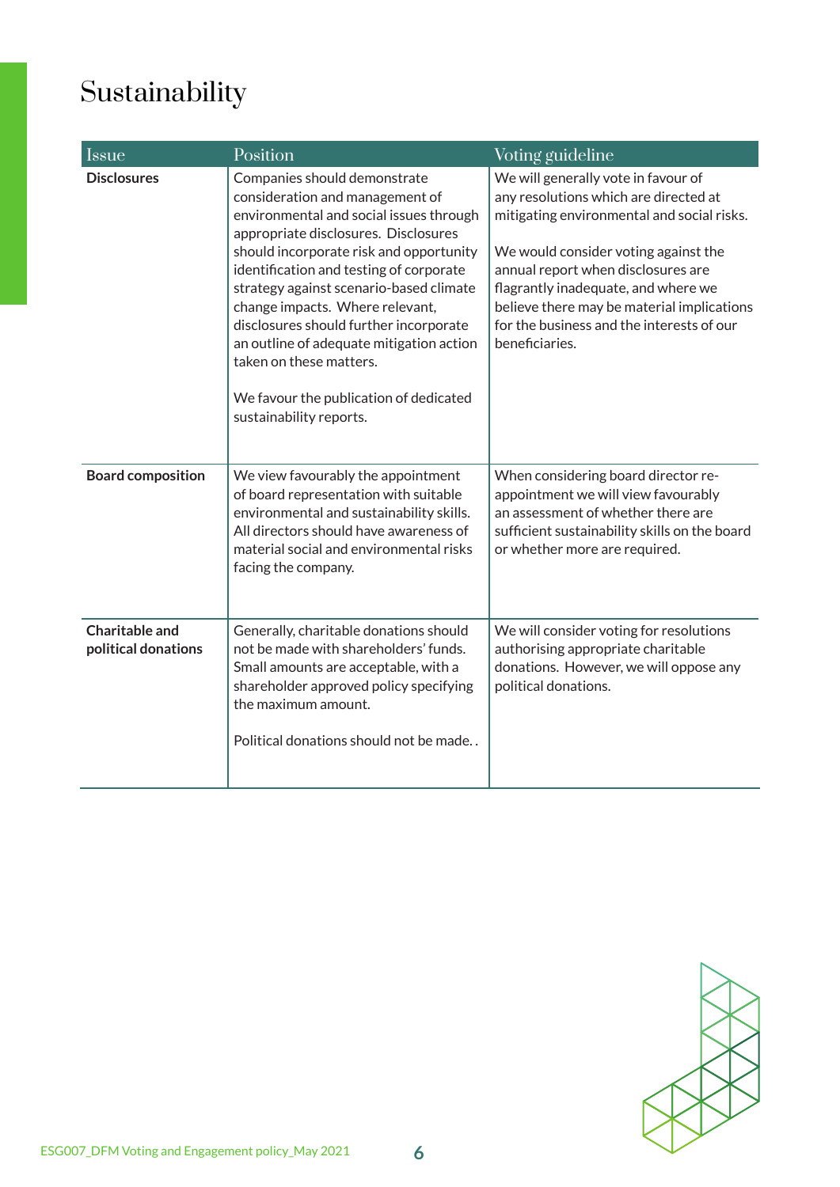# Sustainability

| Issue | Position | Voting guideline |
|---|---|---|
| **Disclosures** | Companies should demonstrate consideration and management of environmental and social issues through appropriate disclosures. Disclosures should incorporate risk and opportunity identification and testing of corporate strategy against scenario-based climate change impacts. Where relevant, disclosures should further incorporate an outline of adequate mitigation action taken on these matters.<br><br>We favour the publication of dedicated sustainability reports. | We will generally vote in favour of any resolutions which are directed at mitigating environmental and social risks.<br><br>We would consider voting against the annual report when disclosures are flagrantly inadequate, and where we believe there may be material implications for the business and the interests of our beneficiaries. |
| **Board composition** | We view favourably the appointment of board representation with suitable environmental and sustainability skills. All directors should have awareness of material social and environmental risks facing the company. | When considering board director re-appointment we will view favourably an assessment of whether there are sufficient sustainability skills on the board or whether more are required. |
| **Charitable and political donations** | Generally, charitable donations should not be made with shareholders' funds. Small amounts are acceptable, with a shareholder approved policy specifying the maximum amount.<br><br>Political donations should not be made. . | We will consider voting for resolutions authorising appropriate charitable donations. However, we will oppose any political donations. |